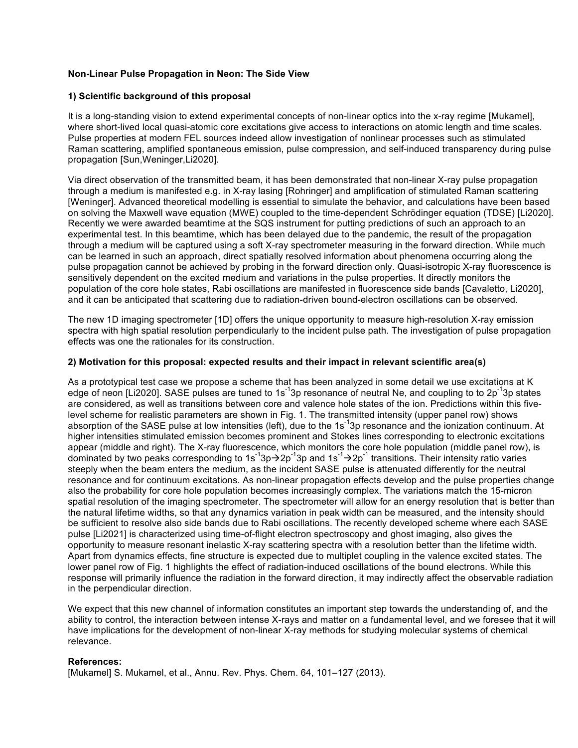**Non-Linear Pulse Propagation in Neon: The Side View**

**1) Scientific background of this proposal**

It is a long-standing vision to extend experimental concepts of non-linear optics into the x-ray regime [Mukamel], where short-lived local quasi-atomic core excitations give access to interactions on atomic length and time scales. Pulse properties at modern FEL sources indeed allow investigation of nonlinear processes such as stimulated Raman scattering, amplified spontaneous emission, pulse compression, and self-induced transparency during pulse propagation [Sun,Weninger,Li2020].

Via direct observation of the transmitted beam, it has been demonstrated that non-linear X-ray pulse propagation through a medium is manifested e.g. in X-ray lasing [Rohringer] and amplification of stimulated Raman scattering [Weninger]. Advanced theoretical modelling is essential to simulate the behavior, and calculations have been based on solving the Maxwell wave equation (MWE) coupled to the time-dependent Schrödinger equation (TDSE) [Li2020]. Recently we were awarded beamtime at the SQS instrument for putting predictions of such an approach to an experimental test. In this beamtime, which has been delayed due to the pandemic, the result of the propagation through a medium will be captured using a soft X-ray spectrometer measuring in the forward direction. While much can be learned in such an approach, direct spatially resolved information about phenomena occurring along the pulse propagation cannot be achieved by probing in the forward direction only. Quasi-isotropic X-ray fluorescence is sensitively dependent on the excited medium and variations in the pulse properties. It directly monitors the population of the core hole states, Rabi oscillations are manifested in fluorescence side bands [Cavaletto, Li2020], and it can be anticipated that scattering due to radiation-driven bound-electron oscillations can be observed.

The new 1D imaging spectrometer [1D] offers the unique opportunity to measure high-resolution X-ray emission spectra with high spatial resolution perpendicularly to the incident pulse path. The investigation of pulse propagation effects was one the rationales for its construction.

**2) Motivation for this proposal: expected results and their impact in relevant scientific area(s)**

As a prototypical test case we propose a scheme that has been analyzed in some detail we use excitations at K edge of neon [Li2020]. SASE pulses are tuned to $1s^{-1}3p$ resonance of neutral Ne, and coupling to to $2p^{-1}3p$ states are considered, as well as transitions between core and valence hole states of the ion. Predictions within this five-level scheme for realistic parameters are shown in Fig. 1. The transmitted intensity (upper panel row) shows absorption of the SASE pulse at low intensities (left), due to the $1s^{-1}3p$ resonance and the ionization continuum. At higher intensities stimulated emission becomes prominent and Stokes lines corresponding to electronic excitations appear (middle and right). The X-ray fluorescence, which monitors the core hole population (middle panel row), is dominated by two peaks corresponding to $1s^{-1}3p \rightarrow 2p^{-1}3p$ and $1s^{-1} \rightarrow 2p^{-1}$ transitions. Their intensity ratio varies steeply when the beam enters the medium, as the incident SASE pulse is attenuated differently for the neutral resonance and for continuum excitations. As non-linear propagation effects develop and the pulse properties change also the probability for core hole population becomes increasingly complex. The variations match the 15-micron spatial resolution of the imaging spectrometer. The spectrometer will allow for an energy resolution that is better than the natural lifetime widths, so that any dynamics variation in peak width can be measured, and the intensity should be sufficient to resolve also side bands due to Rabi oscillations. The recently developed scheme where each SASE pulse [Li2021] is characterized using time-of-flight electron spectroscopy and ghost imaging, also gives the opportunity to measure resonant inelastic X-ray scattering spectra with a resolution better than the lifetime width. Apart from dynamics effects, fine structure is expected due to multiplet coupling in the valence excited states. The lower panel row of Fig. 1 highlights the effect of radiation-induced oscillations of the bound electrons. While this response will primarily influence the radiation in the forward direction, it may indirectly affect the observable radiation in the perpendicular direction.

We expect that this new channel of information constitutes an important step towards the understanding of, and the ability to control, the interaction between intense X-rays and matter on a fundamental level, and we foresee that it will have implications for the development of non-linear X-ray methods for studying molecular systems of chemical relevance.

**References:**

[Mukamel] S. Mukamel, et al., Annu. Rev. Phys. Chem. 64, 101–127 (2013).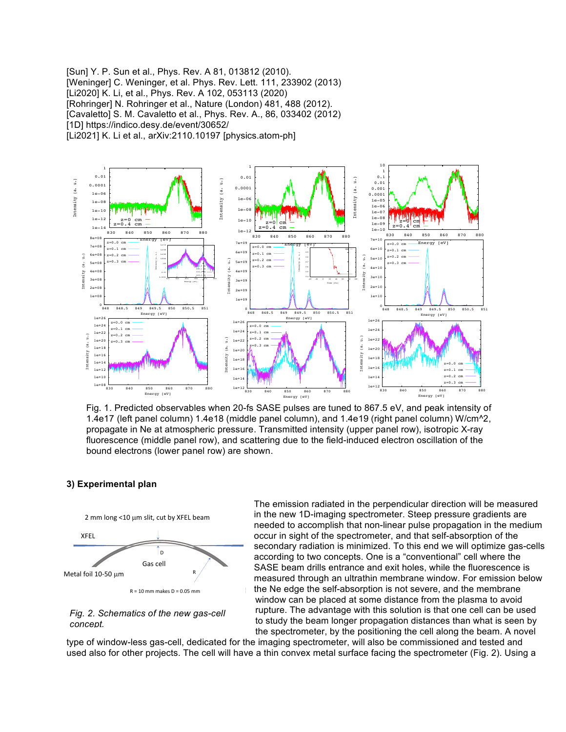[Sun] Y. P. Sun et al., Phys. Rev. A 81, 013812 (2010).
[Weninger] C. Weninger, et al. Phys. Rev. Lett. 111, 233902 (2013)
[Li2020] K. Li, et al., Phys. Rev. A 102, 053113 (2020)
[Rohringer] N. Rohringer et al., Nature (London) 481, 488 (2012).
[Cavaletto] S. M. Cavaletto et al., Phys. Rev. A., 86, 033402 (2012)
[1D] https://indico.desy.de/event/30652/
[Li2021] K. Li et al., arXiv:2110.10197 [physics.atom-ph]

Fig. 1. Predicted observables when 20-fs SASE pulses are tuned to 867.5 eV, and peak intensity of 1.4e17 (left panel column) 1.4e18 (middle panel column), and 1.4e19 (right panel column) W/cm^2, propagate in Ne at atmospheric pressure. Transmitted intensity (upper panel row), isotropic X-ray fluorescence (middle panel row), and scattering due to the field-induced electron oscillation of the bound electrons (lower panel row) are shown.

### 3) Experimental plan

*Fig. 2. Schematics of the new gas-cell concept.*

The emission radiated in the perpendicular direction will be measured in the new 1D-imaging spectrometer. Steep pressure gradients are needed to accomplish that non-linear pulse propagation in the medium occur in sight of the spectrometer, and that self-absorption of the secondary radiation is minimized. To this end we will optimize gas-cells according to two concepts. One is a "conventional" cell where the SASE beam drills entrance and exit holes, while the fluorescence is measured through an ultrathin membrane window. For emission below the Ne edge the self-absorption is not severe, and the membrane window can be placed at some distance from the plasma to avoid rupture. The advantage with this solution is that one cell can be used to study the beam longer propagation distances than what is seen by the spectrometer, by the positioning the cell along the beam. A novel type of window-less gas-cell, dedicated for the imaging spectrometer, will also be commissioned and tested and used also for other projects. The cell will have a thin convex metal surface facing the spectrometer (Fig. 2). Using a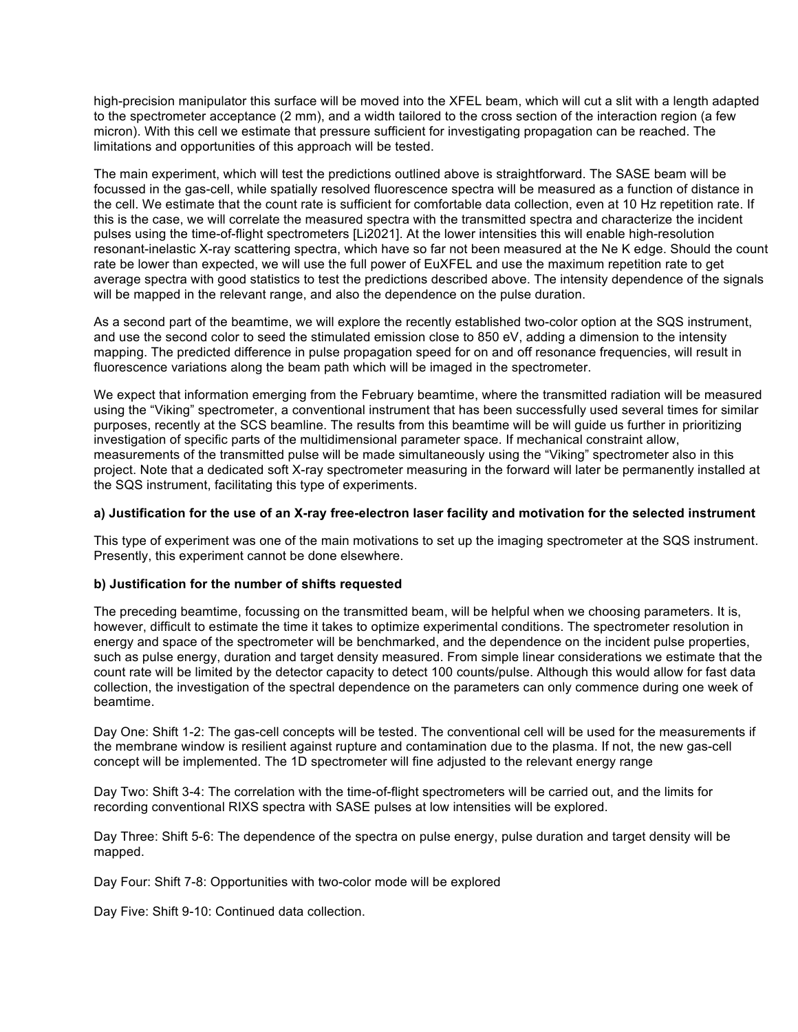high-precision manipulator this surface will be moved into the XFEL beam, which will cut a slit with a length adapted to the spectrometer acceptance (2 mm), and a width tailored to the cross section of the interaction region (a few micron). With this cell we estimate that pressure sufficient for investigating propagation can be reached. The limitations and opportunities of this approach will be tested.

The main experiment, which will test the predictions outlined above is straightforward. The SASE beam will be focussed in the gas-cell, while spatially resolved fluorescence spectra will be measured as a function of distance in the cell. We estimate that the count rate is sufficient for comfortable data collection, even at 10 Hz repetition rate. If this is the case, we will correlate the measured spectra with the transmitted spectra and characterize the incident pulses using the time-of-flight spectrometers [Li2021]. At the lower intensities this will enable high-resolution resonant-inelastic X-ray scattering spectra, which have so far not been measured at the Ne K edge. Should the count rate be lower than expected, we will use the full power of EuXFEL and use the maximum repetition rate to get average spectra with good statistics to test the predictions described above. The intensity dependence of the signals will be mapped in the relevant range, and also the dependence on the pulse duration.

As a second part of the beamtime, we will explore the recently established two-color option at the SQS instrument, and use the second color to seed the stimulated emission close to 850 eV, adding a dimension to the intensity mapping. The predicted difference in pulse propagation speed for on and off resonance frequencies, will result in fluorescence variations along the beam path which will be imaged in the spectrometer.

We expect that information emerging from the February beamtime, where the transmitted radiation will be measured using the "Viking" spectrometer, a conventional instrument that has been successfully used several times for similar purposes, recently at the SCS beamline. The results from this beamtime will be will guide us further in prioritizing investigation of specific parts of the multidimensional parameter space. If mechanical constraint allow, measurements of the transmitted pulse will be made simultaneously using the "Viking" spectrometer also in this project. Note that a dedicated soft X-ray spectrometer measuring in the forward will later be permanently installed at the SQS instrument, facilitating this type of experiments.

**a) Justification for the use of an X-ray free-electron laser facility and motivation for the selected instrument**

This type of experiment was one of the main motivations to set up the imaging spectrometer at the SQS instrument. Presently, this experiment cannot be done elsewhere.

**b) Justification for the number of shifts requested**

The preceding beamtime, focussing on the transmitted beam, will be helpful when we choosing parameters. It is, however, difficult to estimate the time it takes to optimize experimental conditions. The spectrometer resolution in energy and space of the spectrometer will be benchmarked, and the dependence on the incident pulse properties, such as pulse energy, duration and target density measured. From simple linear considerations we estimate that the count rate will be limited by the detector capacity to detect 100 counts/pulse. Although this would allow for fast data collection, the investigation of the spectral dependence on the parameters can only commence during one week of beamtime.

Day One: Shift 1-2: The gas-cell concepts will be tested. The conventional cell will be used for the measurements if the membrane window is resilient against rupture and contamination due to the plasma. If not, the new gas-cell concept will be implemented. The 1D spectrometer will fine adjusted to the relevant energy range

Day Two: Shift 3-4: The correlation with the time-of-flight spectrometers will be carried out, and the limits for recording conventional RIXS spectra with SASE pulses at low intensities will be explored.

Day Three: Shift 5-6: The dependence of the spectra on pulse energy, pulse duration and target density will be mapped.

Day Four: Shift 7-8: Opportunities with two-color mode will be explored

Day Five: Shift 9-10: Continued data collection.